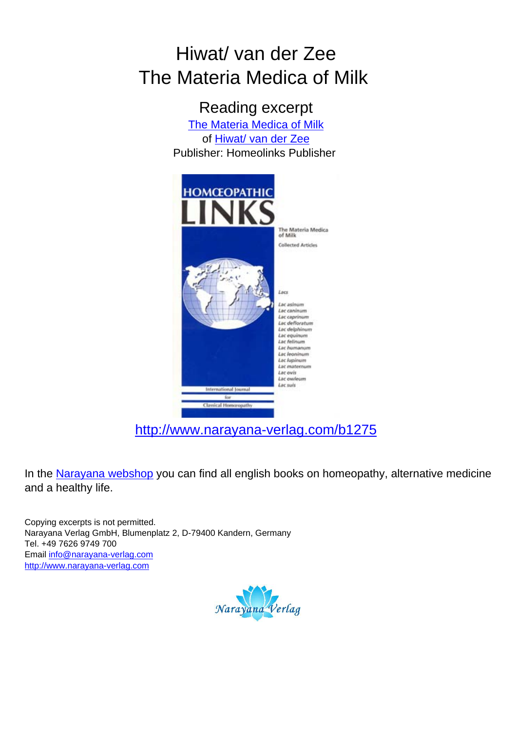# Hiwat/ van der Zee
# The Materia Medica of Milk

## Reading excerpt

[The Materia Medica of Milk](http://www.narayana-verlag.com/b1275)
of [Hiwat/ van der Zee](http://www.narayana-verlag.com/b1275)
Publisher: Homeolinks Publisher

HOMŒOPATHIC LINKS

The Materia Medica of Milk

Collected Articles

Lacs

Lac asinum
Lac caninum
Lac caprinum
Lac defloratum
Lac delphinum
Lac equinum
Lac felinum
Lac humanum
Lac leoninum
Lac lupinum
Lac maternum
Lac ovis
Lac owleum
Lac suis

International Journal for Classical Homoeopathy

http://www.narayana-verlag.com/b1275

In the [Narayana webshop](http://www.narayana-verlag.com) you can find all english books on homeopathy, alternative medicine and a healthy life.

Copying excerpts is not permitted.
Narayana Verlag GmbH, Blumenplatz 2, D-79400 Kandern, Germany
Tel. +49 7626 9749 700
Email info@narayana-verlag.com
http://www.narayana-verlag.com

Narayana Verlag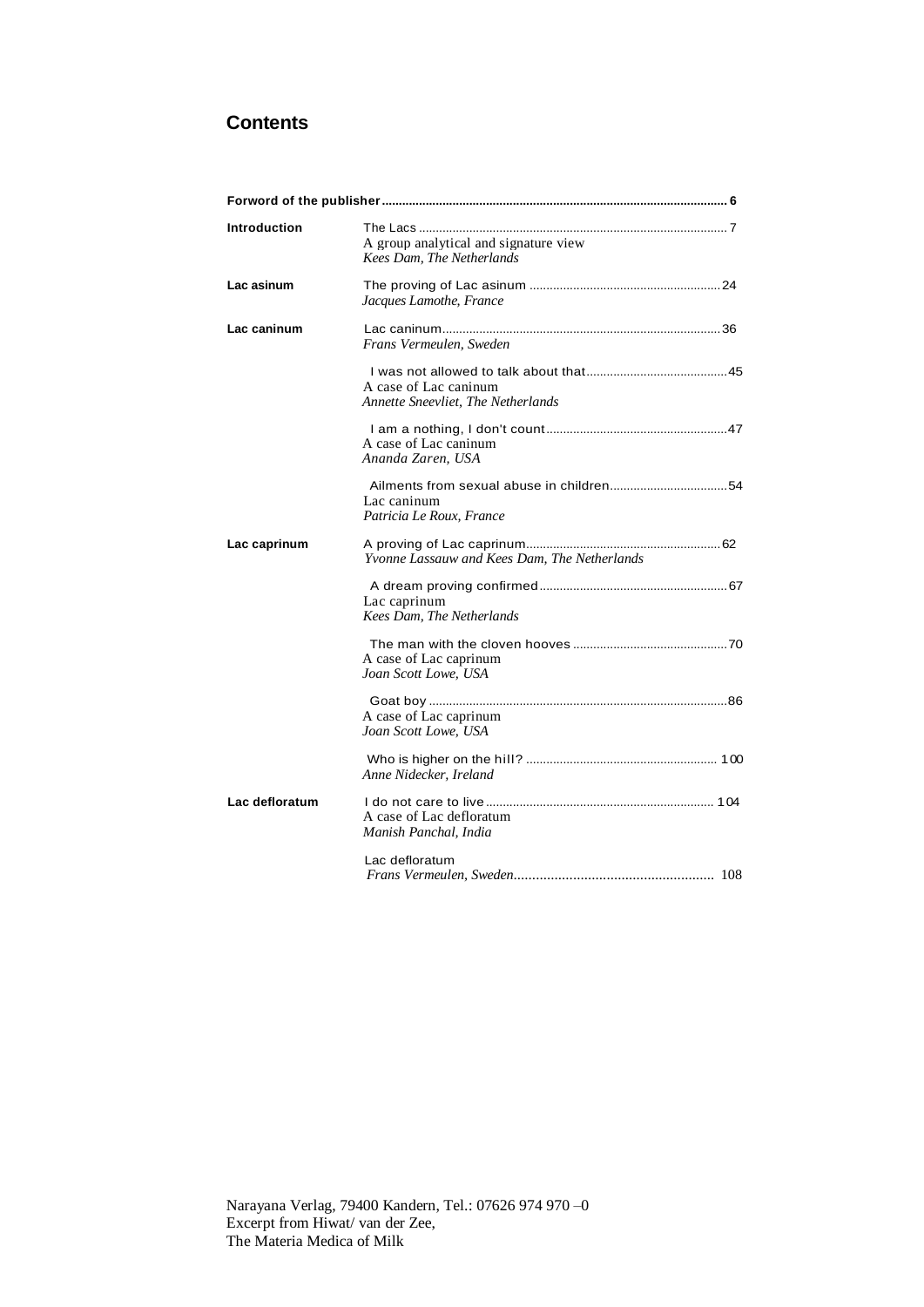## Contents

| | |
|---|---|
| **Forword of the publisher** | **6** |
| **Introduction** | The Lacs ... 7<br>A group analytical and signature view<br>*Kees Dam, The Netherlands* |
| **Lac asinum** | The proving of Lac asinum ... 24<br>*Jacques Lamothe, France* |
| **Lac caninum** | Lac caninum ... 36<br>*Frans Vermeulen, Sweden* |
| | I was not allowed to talk about that ... 45<br>A case of Lac caninum<br>*Annette Sneevliet, The Netherlands* |
| | I am a nothing, I don't count ... 47<br>A case of Lac caninum<br>*Ananda Zaren, USA* |
| | Ailments from sexual abuse in children ... 54<br>Lac caninum<br>*Patricia Le Roux, France* |
| **Lac caprinum** | A proving of Lac caprinum ... 62<br>*Yvonne Lassauw and Kees Dam, The Netherlands* |
| | A dream proving confirmed ... 67<br>Lac caprinum<br>*Kees Dam, The Netherlands* |
| | The man with the cloven hooves ... 70<br>A case of Lac caprinum<br>*Joan Scott Lowe, USA* |
| | Goat boy ... 86<br>A case of Lac caprinum<br>*Joan Scott Lowe, USA* |
| | Who is higher on the hill? ... 100<br>*Anne Nidecker, Ireland* |
| **Lac defloratum** | I do not care to live ... 104<br>A case of Lac defloratum<br>*Manish Panchal, India* |
| | Lac defloratum<br>*Frans Vermeulen, Sweden* ... 108 |

Narayana Verlag, 79400 Kandern, Tel.: 07626 974 970 –0
Excerpt from Hiwat/ van der Zee,
The Materia Medica of Milk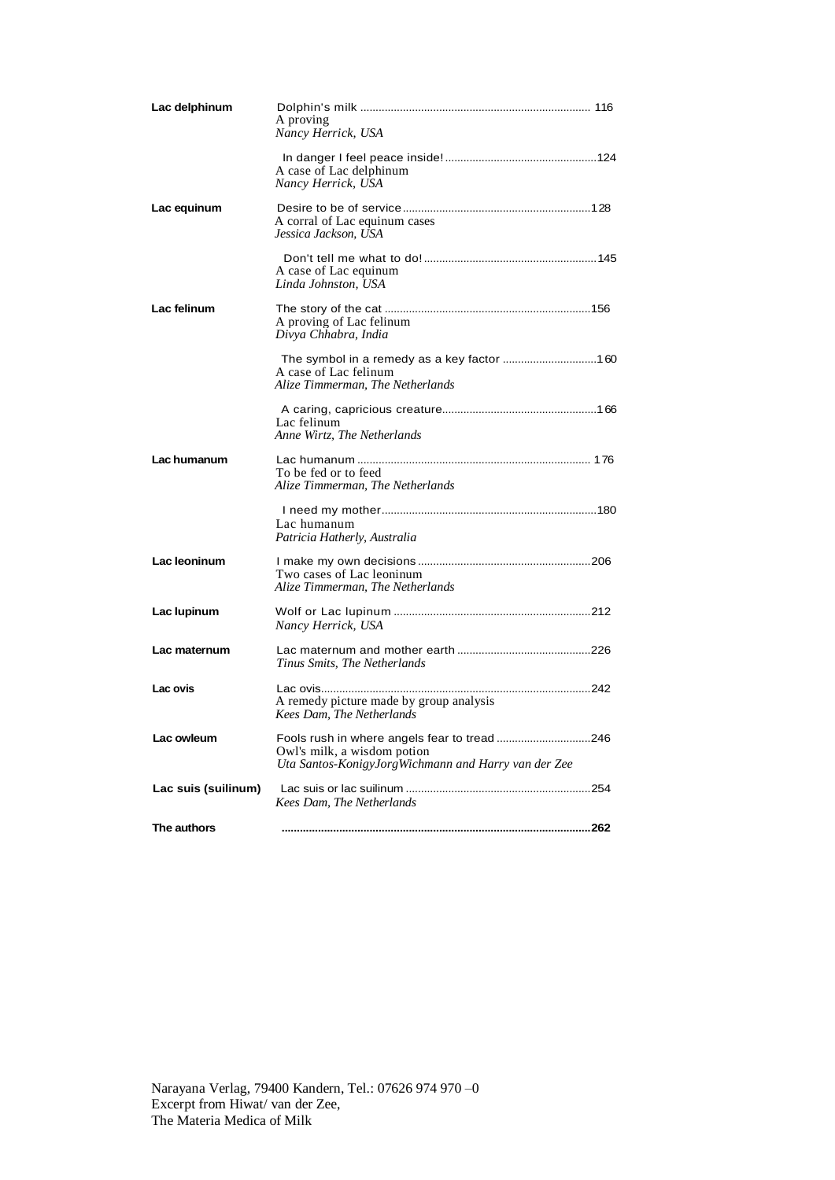| | | |
|---|---|---|
| **Lac delphinum** | Dolphin's milk<br>A proving<br>*Nancy Herrick, USA* | 116 |
| | In danger I feel peace inside!<br>A case of Lac delphinum<br>*Nancy Herrick, USA* | 124 |
| **Lac equinum** | Desire to be of service<br>A corral of Lac equinum cases<br>*Jessica Jackson, USA* | 128 |
| | Don't tell me what to do!<br>A case of Lac equinum<br>*Linda Johnston, USA* | 145 |
| **Lac felinum** | The story of the cat<br>A proving of Lac felinum<br>*Divya Chhabra, India* | 156 |
| | The symbol in a remedy as a key factor<br>A case of Lac felinum<br>*Alize Timmerman, The Netherlands* | 160 |
| | A caring, capricious creature<br>Lac felinum<br>*Anne Wirtz, The Netherlands* | 166 |
| **Lac humanum** | Lac humanum<br>To be fed or to feed<br>*Alize Timmerman, The Netherlands* | 176 |
| | I need my mother<br>Lac humanum<br>*Patricia Hatherly, Australia* | 180 |
| **Lac leoninum** | I make my own decisions<br>Two cases of Lac leoninum<br>*Alize Timmerman, The Netherlands* | 206 |
| **Lac lupinum** | Wolf or Lac lupinum<br>*Nancy Herrick, USA* | 212 |
| **Lac maternum** | Lac maternum and mother earth<br>*Tinus Smits, The Netherlands* | 226 |
| **Lac ovis** | Lac ovis<br>A remedy picture made by group analysis<br>*Kees Dam, The Netherlands* | 242 |
| **Lac owleum** | Fools rush in where angels fear to tread<br>Owl's milk, a wisdom potion<br>*Uta Santos-KonigyJorgWichmann and Harry van der Zee* | 246 |
| **Lac suis (suilinum)** | Lac suis or lac suilinum<br>*Kees Dam, The Netherlands* | 254 |
| **The authors** | | **262** |

Narayana Verlag, 79400 Kandern, Tel.: 07626 974 970 –0
Excerpt from Hiwat/ van der Zee,
The Materia Medica of Milk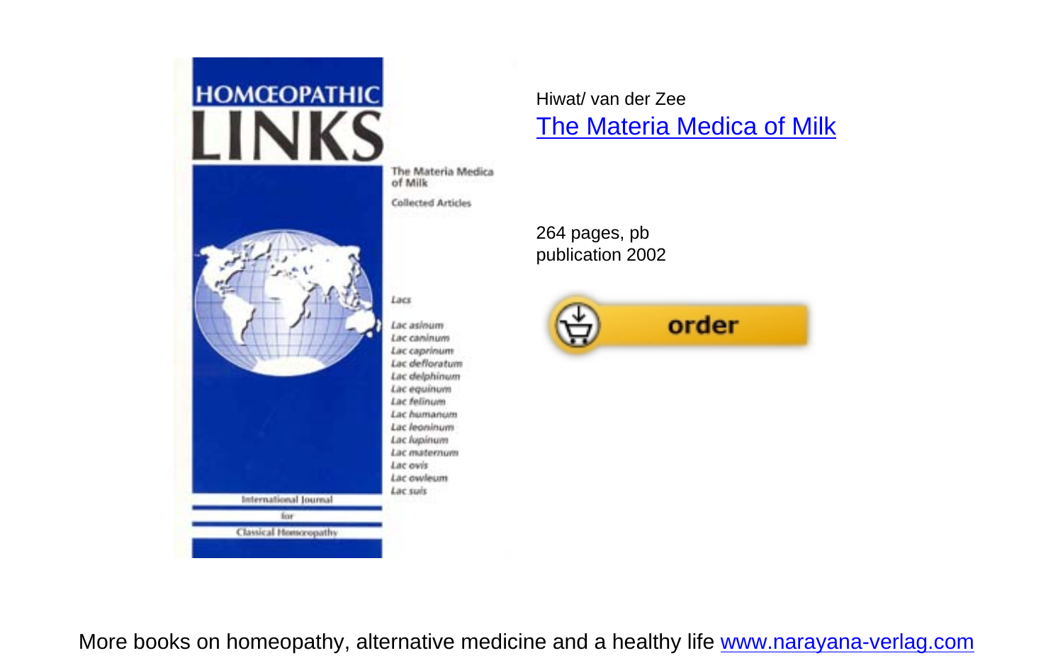Hiwat/ van der Zee

The Materia Medica of Milk

264 pages, pb
publication 2002

order

More books on homeopathy, alternative medicine and a healthy life www.narayana-verlag.com